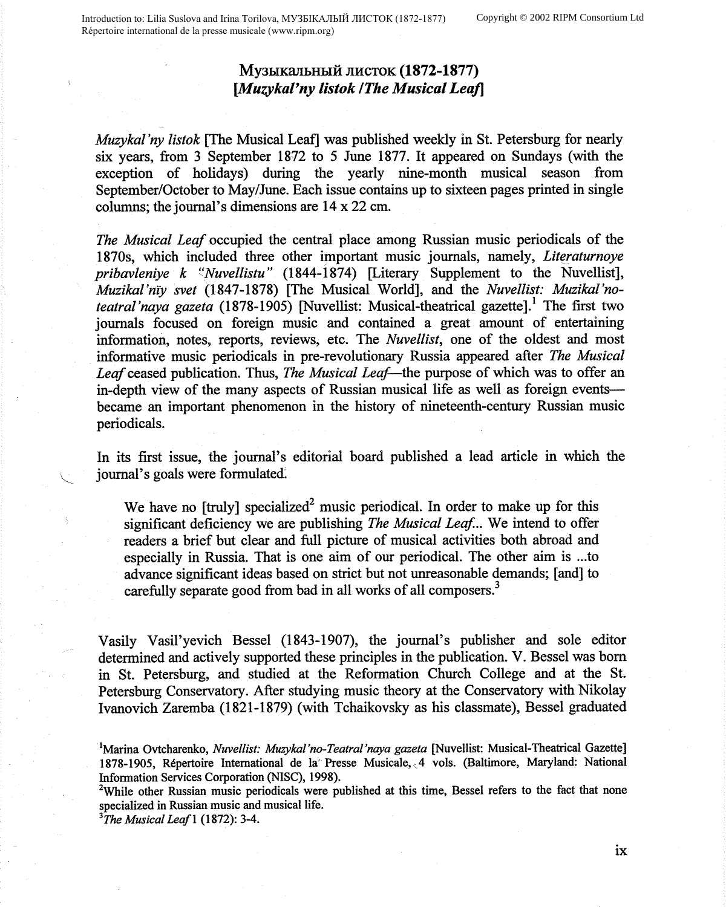# Музыкальный листок (1872-1877)
## [*Muzykal'ny listok* / *The Musical Leaf*]

*Muzykal'ny listok* [The Musical Leaf] was published weekly in St. Petersburg for nearly six years, from 3 September 1872 to 5 June 1877. It appeared on Sundays (with the exception of holidays) during the yearly nine-month musical season from September/October to May/June. Each issue contains up to sixteen pages printed in single columns; the journal's dimensions are 14 x 22 cm.

*The Musical Leaf* occupied the central place among Russian music periodicals of the 1870s, which included three other important music journals, namely, *Literaturnoye pribavleniye k "Nuvellistu"* (1844-1874) [Literary Supplement to the Nuvellist], *Muzikal'nïy svet* (1847-1878) [The Musical World], and the *Nuvellist: Muzikal'no-teatral'naya gazeta* (1878-1905) [Nuvellist: Musical-theatrical gazette].[1] The first two journals focused on foreign music and contained a great amount of entertaining information, notes, reports, reviews, etc. The *Nuvellist*, one of the oldest and most informative music periodicals in pre-revolutionary Russia appeared after *The Musical Leaf* ceased publication. Thus, *The Musical Leaf*—the purpose of which was to offer an in-depth view of the many aspects of Russian musical life as well as foreign events—became an important phenomenon in the history of nineteenth-century Russian music periodicals.

In its first issue, the journal's editorial board published a lead article in which the journal's goals were formulated:

> We have no [truly] specialized[2] music periodical. In order to make up for this significant deficiency we are publishing *The Musical Leaf*... We intend to offer readers a brief but clear and full picture of musical activities both abroad and especially in Russia. That is one aim of our periodical. The other aim is ...to advance significant ideas based on strict but not unreasonable demands; [and] to carefully separate good from bad in all works of all composers.[3]

Vasily Vasil'yevich Bessel (1843-1907), the journal's publisher and sole editor determined and actively supported these principles in the publication. V. Bessel was born in St. Petersburg, and studied at the Reformation Church College and at the St. Petersburg Conservatory. After studying music theory at the Conservatory with Nikolay Ivanovich Zaremba (1821-1879) (with Tchaikovsky as his classmate), Bessel graduated

[1]Marina Ovtcharenko, *Nuvellist: Muzykal'no-Teatral'naya gazeta* [Nuvellist: Musical-Theatrical Gazette] 1878-1905, Répertoire International de la Presse Musicale, 4 vols. (Baltimore, Maryland: National Information Services Corporation (NISC), 1998).

[2]While other Russian music periodicals were published at this time, Bessel refers to the fact that none specialized in Russian music and musical life.

[3]*The Musical Leaf* 1 (1872): 3-4.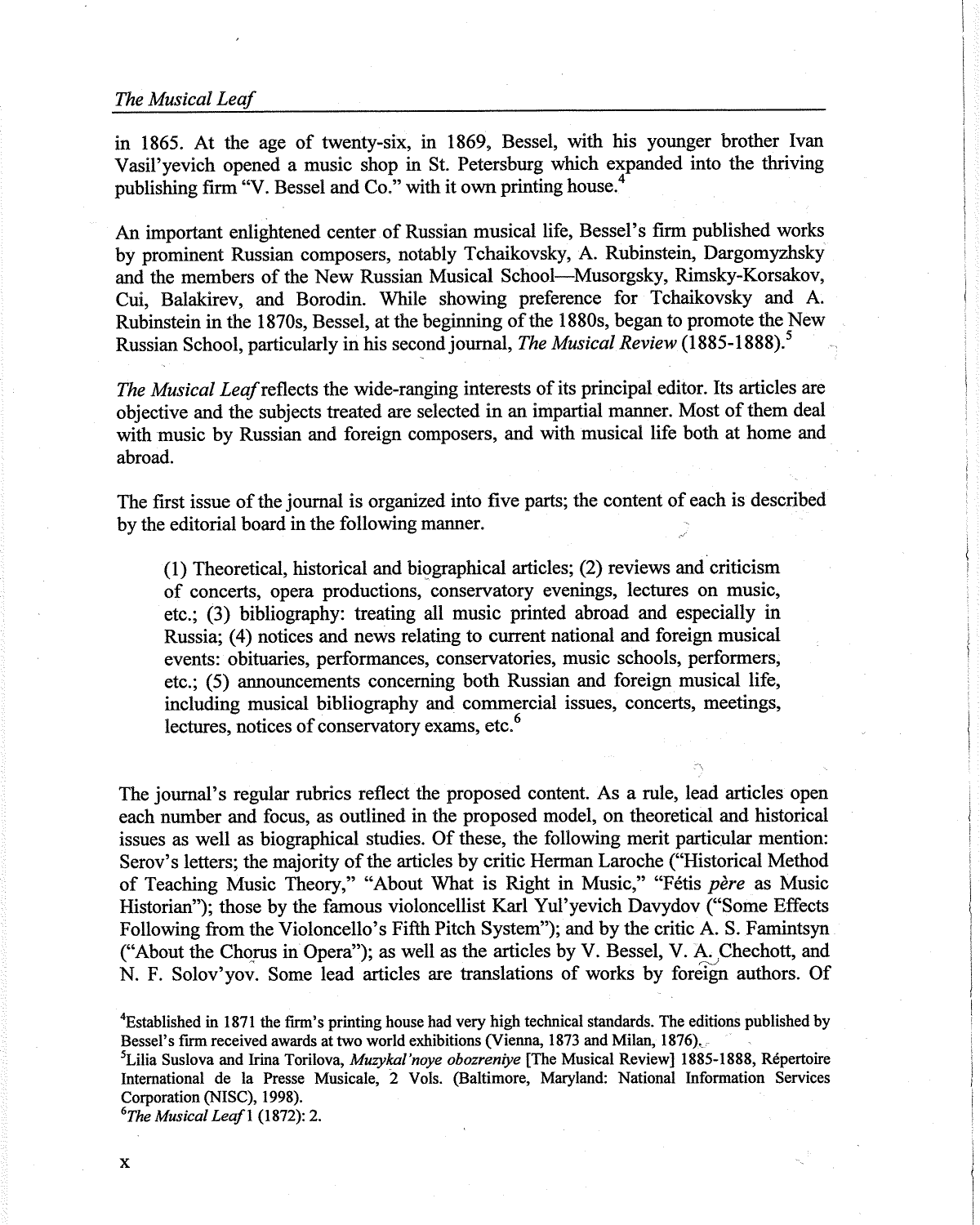in 1865. At the age of twenty-six, in 1869, Bessel, with his younger brother Ivan Vasil'yevich opened a music shop in St. Petersburg which expanded into the thriving publishing firm "V. Bessel and Co." with it own printing house.[4]

An important enlightened center of Russian musical life, Bessel's firm published works by prominent Russian composers, notably Tchaikovsky, A. Rubinstein, Dargomyzhsky and the members of the New Russian Musical School—Musorgsky, Rimsky-Korsakov, Cui, Balakirev, and Borodin. While showing preference for Tchaikovsky and A. Rubinstein in the 1870s, Bessel, at the beginning of the 1880s, began to promote the New Russian School, particularly in his second journal, *The Musical Review* (1885-1888).[5]

*The Musical Leaf* reflects the wide-ranging interests of its principal editor. Its articles are objective and the subjects treated are selected in an impartial manner. Most of them deal with music by Russian and foreign composers, and with musical life both at home and abroad.

The first issue of the journal is organized into five parts; the content of each is described by the editorial board in the following manner.

> (1) Theoretical, historical and biographical articles; (2) reviews and criticism of concerts, opera productions, conservatory evenings, lectures on music, etc.; (3) bibliography: treating all music printed abroad and especially in Russia; (4) notices and news relating to current national and foreign musical events: obituaries, performances, conservatories, music schools, performers, etc.; (5) announcements concerning both Russian and foreign musical life, including musical bibliography and commercial issues, concerts, meetings, lectures, notices of conservatory exams, etc.[6]

The journal's regular rubrics reflect the proposed content. As a rule, lead articles open each number and focus, as outlined in the proposed model, on theoretical and historical issues as well as biographical studies. Of these, the following merit particular mention: Serov's letters; the majority of the articles by critic Herman Laroche ("Historical Method of Teaching Music Theory," "About What is Right in Music," "Fétis *père* as Music Historian"); those by the famous violoncellist Karl Yul'yevich Davydov ("Some Effects Following from the Violoncello's Fifth Pitch System"); and by the critic A. S. Famintsyn ("About the Chorus in Opera"); as well as the articles by V. Bessel, V. A. Chechott, and N. F. Solov'yov. Some lead articles are translations of works by foreign authors. Of

[4]Established in 1871 the firm's printing house had very high technical standards. The editions published by Bessel's firm received awards at two world exhibitions (Vienna, 1873 and Milan, 1876).

[5]Lilia Suslova and Irina Torilova, *Muzykal'noye obozreniye* [The Musical Review] 1885-1888, Répertoire International de la Presse Musicale, 2 Vols. (Baltimore, Maryland: National Information Services Corporation (NISC), 1998).

[6]*The Musical Leaf* 1 (1872): 2.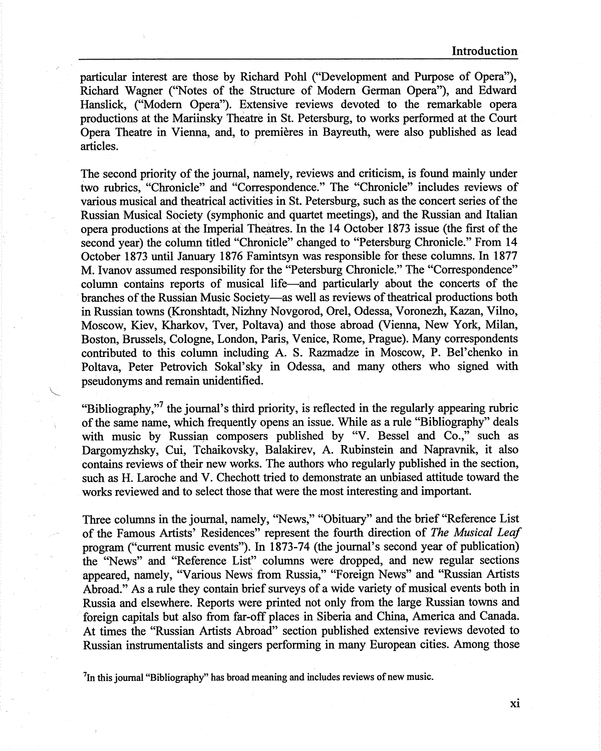particular interest are those by Richard Pohl ("Development and Purpose of Opera"), Richard Wagner ("Notes of the Structure of Modern German Opera"), and Edward Hanslick, ("Modern Opera"). Extensive reviews devoted to the remarkable opera productions at the Mariinsky Theatre in St. Petersburg, to works performed at the Court Opera Theatre in Vienna, and, to premières in Bayreuth, were also published as lead articles.

The second priority of the journal, namely, reviews and criticism, is found mainly under two rubrics, "Chronicle" and "Correspondence." The "Chronicle" includes reviews of various musical and theatrical activities in St. Petersburg, such as the concert series of the Russian Musical Society (symphonic and quartet meetings), and the Russian and Italian opera productions at the Imperial Theatres. In the 14 October 1873 issue (the first of the second year) the column titled "Chronicle" changed to "Petersburg Chronicle." From 14 October 1873 until January 1876 Famintsyn was responsible for these columns. In 1877 M. Ivanov assumed responsibility for the "Petersburg Chronicle." The "Correspondence" column contains reports of musical life—and particularly about the concerts of the branches of the Russian Music Society—as well as reviews of theatrical productions both in Russian towns (Kronshtadt, Nizhny Novgorod, Orel, Odessa, Voronezh, Kazan, Vilno, Moscow, Kiev, Kharkov, Tver, Poltava) and those abroad (Vienna, New York, Milan, Boston, Brussels, Cologne, London, Paris, Venice, Rome, Prague). Many correspondents contributed to this column including A. S. Razmadze in Moscow, P. Bel'chenko in Poltava, Peter Petrovich Sokal'sky in Odessa, and many others who signed with pseudonyms and remain unidentified.

"Bibliography,"[7] the journal's third priority, is reflected in the regularly appearing rubric of the same name, which frequently opens an issue. While as a rule "Bibliography" deals with music by Russian composers published by "V. Bessel and Co.," such as Dargomyzhsky, Cui, Tchaikovsky, Balakirev, A. Rubinstein and Napravnik, it also contains reviews of their new works. The authors who regularly published in the section, such as H. Laroche and V. Chechott tried to demonstrate an unbiased attitude toward the works reviewed and to select those that were the most interesting and important.

Three columns in the journal, namely, "News," "Obituary" and the brief "Reference List of the Famous Artists' Residences" represent the fourth direction of *The Musical Leaf* program ("current music events"). In 1873-74 (the journal's second year of publication) the "News" and "Reference List" columns were dropped, and new regular sections appeared, namely, "Various News from Russia," "Foreign News" and "Russian Artists Abroad." As a rule they contain brief surveys of a wide variety of musical events both in Russia and elsewhere. Reports were printed not only from the large Russian towns and foreign capitals but also from far-off places in Siberia and China, America and Canada. At times the "Russian Artists Abroad" section published extensive reviews devoted to Russian instrumentalists and singers performing in many European cities. Among those

[7] In this journal "Bibliography" has broad meaning and includes reviews of new music.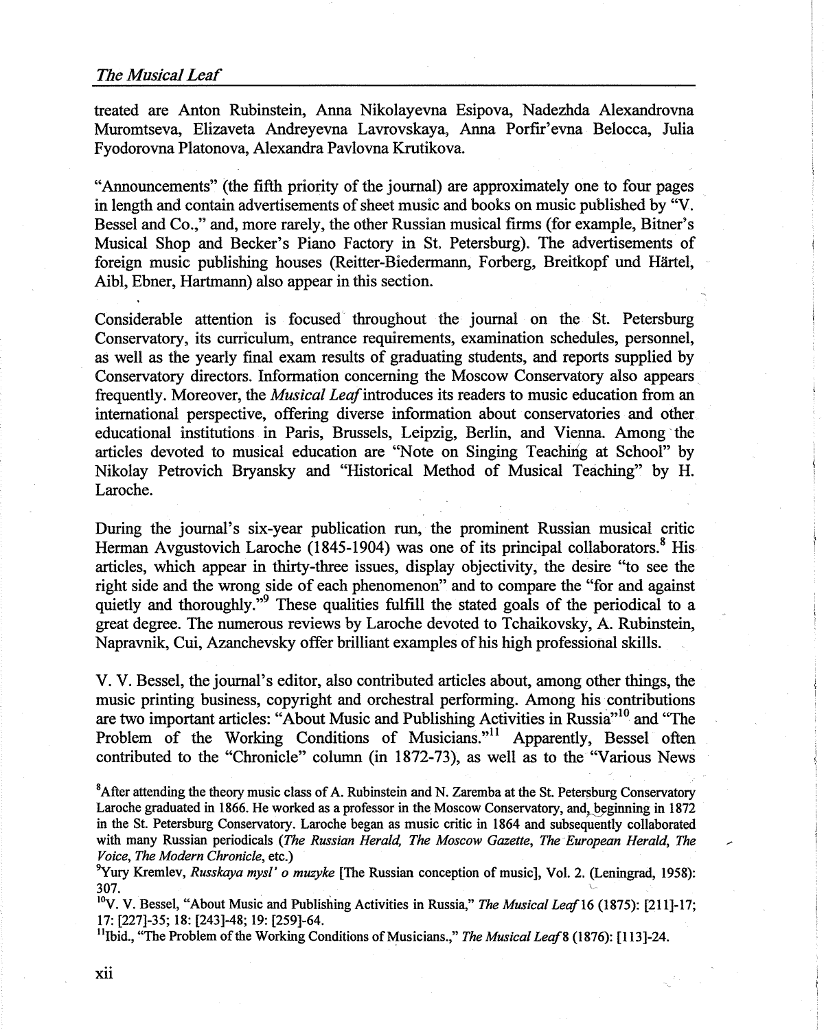treated are Anton Rubinstein, Anna Nikolayevna Esipova, Nadezhda Alexandrovna Muromtseva, Elizaveta Andreyevna Lavrovskaya, Anna Porfir'evna Belocca, Julia Fyodorovna Platonova, Alexandra Pavlovna Krutikova.

"Announcements" (the fifth priority of the journal) are approximately one to four pages in length and contain advertisements of sheet music and books on music published by "V. Bessel and Co.," and, more rarely, the other Russian musical firms (for example, Bitner's Musical Shop and Becker's Piano Factory in St. Petersburg). The advertisements of foreign music publishing houses (Reitter-Biedermann, Forberg, Breitkopf und Härtel, Aibl, Ebner, Hartmann) also appear in this section.

Considerable attention is focused throughout the journal on the St. Petersburg Conservatory, its curriculum, entrance requirements, examination schedules, personnel, as well as the yearly final exam results of graduating students, and reports supplied by Conservatory directors. Information concerning the Moscow Conservatory also appears frequently. Moreover, the *Musical Leaf* introduces its readers to music education from an international perspective, offering diverse information about conservatories and other educational institutions in Paris, Brussels, Leipzig, Berlin, and Vienna. Among the articles devoted to musical education are "Note on Singing Teaching at School" by Nikolay Petrovich Bryansky and "Historical Method of Musical Teaching" by H. Laroche.

During the journal's six-year publication run, the prominent Russian musical critic Herman Avgustovich Laroche (1845-1904) was one of its principal collaborators.[8] His articles, which appear in thirty-three issues, display objectivity, the desire "to see the right side and the wrong side of each phenomenon" and to compare the "for and against quietly and thoroughly."[9] These qualities fulfill the stated goals of the periodical to a great degree. The numerous reviews by Laroche devoted to Tchaikovsky, A. Rubinstein, Napravnik, Cui, Azanchevsky offer brilliant examples of his high professional skills.

V. V. Bessel, the journal's editor, also contributed articles about, among other things, the music printing business, copyright and orchestral performing. Among his contributions are two important articles: "About Music and Publishing Activities in Russia"[10] and "The Problem of the Working Conditions of Musicians."[11] Apparently, Bessel often contributed to the "Chronicle" column (in 1872-73), as well as to the "Various News

---

[8]After attending the theory music class of A. Rubinstein and N. Zaremba at the St. Petersburg Conservatory Laroche graduated in 1866. He worked as a professor in the Moscow Conservatory, and, beginning in 1872 in the St. Petersburg Conservatory. Laroche began as music critic in 1864 and subsequently collaborated with many Russian periodicals (*The Russian Herald, The Moscow Gazette, The European Herald, The Voice, The Modern Chronicle*, etc.)

[9]Yury Kremlev, *Russkaya mysl' o muzyke* [The Russian conception of music], Vol. 2. (Leningrad, 1958): 307.

[10]V. V. Bessel, "About Music and Publishing Activities in Russia," *The Musical Leaf* 16 (1875): [211]-17; 17: [227]-35; 18: [243]-48; 19: [259]-64.

[11]Ibid., "The Problem of the Working Conditions of Musicians.," *The Musical Leaf* 8 (1876): [113]-24.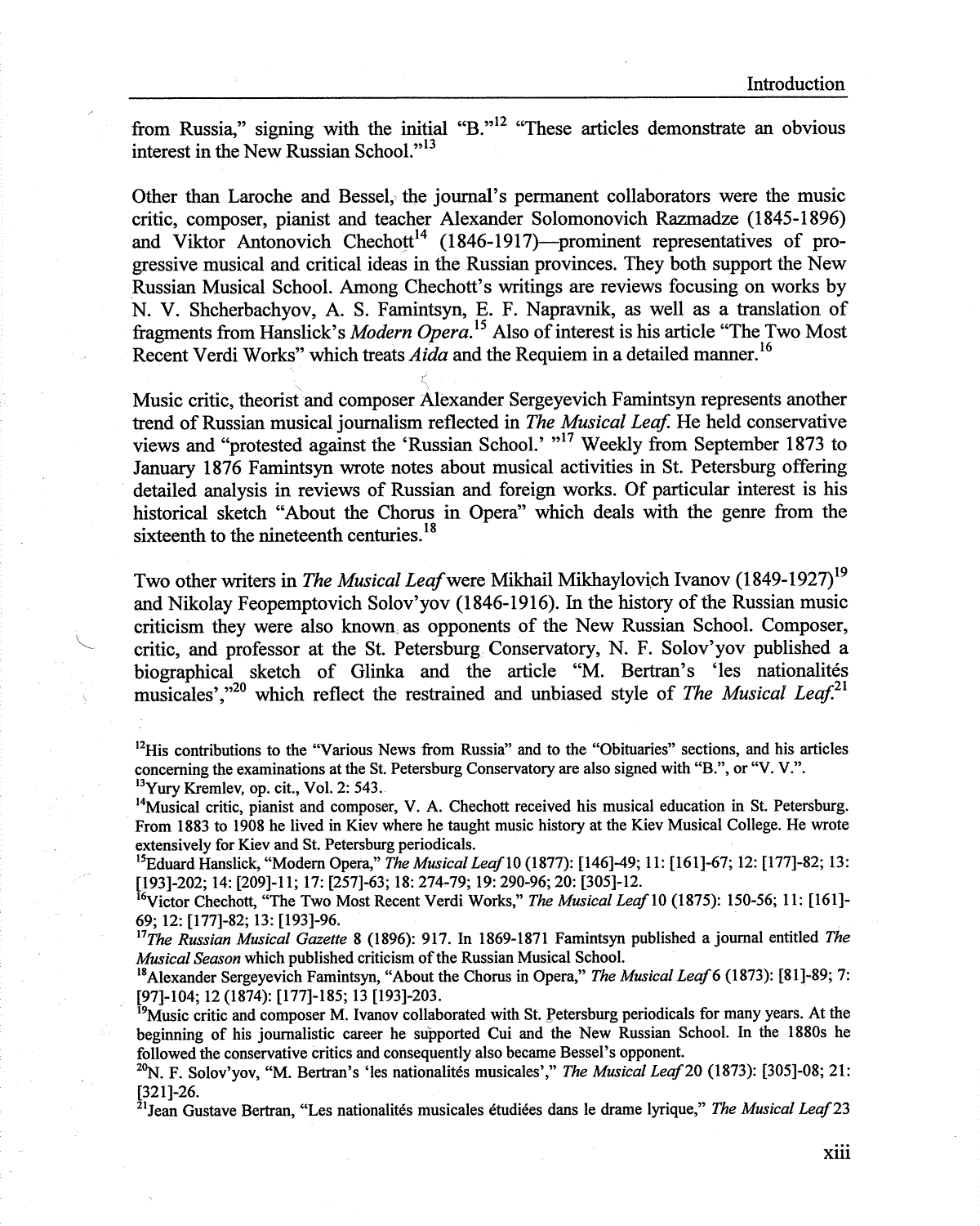from Russia," signing with the initial "B."[12] "These articles demonstrate an obvious interest in the New Russian School."[13]

Other than Laroche and Bessel, the journal's permanent collaborators were the music critic, composer, pianist and teacher Alexander Solomonovich Razmadze (1845-1896) and Viktor Antonovich Chechott[14] (1846-1917)—prominent representatives of progressive musical and critical ideas in the Russian provinces. They both support the New Russian Musical School. Among Chechott's writings are reviews focusing on works by N. V. Shcherbachyov, A. S. Famintsyn, E. F. Napravnik, as well as a translation of fragments from Hanslick's *Modern Opera*.[15] Also of interest is his article "The Two Most Recent Verdi Works" which treats *Aida* and the Requiem in a detailed manner.[16]

Music critic, theorist and composer Alexander Sergeyevich Famintsyn represents another trend of Russian musical journalism reflected in *The Musical Leaf*. He held conservative views and "protested against the 'Russian School.' "[17] Weekly from September 1873 to January 1876 Famintsyn wrote notes about musical activities in St. Petersburg offering detailed analysis in reviews of Russian and foreign works. Of particular interest is his historical sketch "About the Chorus in Opera" which deals with the genre from the sixteenth to the nineteenth centuries.[18]

Two other writers in *The Musical Leaf* were Mikhail Mikhaylovich Ivanov (1849-1927)[19] and Nikolay Feopemptovich Solov'yov (1846-1916). In the history of the Russian music criticism they were also known as opponents of the New Russian School. Composer, critic, and professor at the St. Petersburg Conservatory, N. F. Solov'yov published a biographical sketch of Glinka and the article "M. Bertran's 'les nationalités musicales',"[20] which reflect the restrained and unbiased style of *The Musical Leaf*.[21]

---

[12]His contributions to the "Various News from Russia" and to the "Obituaries" sections, and his articles concerning the examinations at the St. Petersburg Conservatory are also signed with "B.", or "V. V.".

[13]Yury Kremlev, op. cit., Vol. 2: 543.

[14]Musical critic, pianist and composer, V. A. Chechott received his musical education in St. Petersburg. From 1883 to 1908 he lived in Kiev where he taught music history at the Kiev Musical College. He wrote extensively for Kiev and St. Petersburg periodicals.

[15]Eduard Hanslick, "Modern Opera," *The Musical Leaf* 10 (1877): [146]-49; 11: [161]-67; 12: [177]-82; 13: [193]-202; 14: [209]-11; 17: [257]-63; 18: 274-79; 19: 290-96; 20: [305]-12.

[16]Victor Chechott, "The Two Most Recent Verdi Works," *The Musical Leaf* 10 (1875): 150-56; 11: [161]-69; 12: [177]-82; 13: [193]-96.

[17]*The Russian Musical Gazette* 8 (1896): 917. In 1869-1871 Famintsyn published a journal entitled *The Musical Season* which published criticism of the Russian Musical School.

[18]Alexander Sergeyevich Famintsyn, "About the Chorus in Opera," *The Musical Leaf* 6 (1873): [81]-89; 7: [97]-104; 12 (1874): [177]-185; 13 [193]-203.

[19]Music critic and composer M. Ivanov collaborated with St. Petersburg periodicals for many years. At the beginning of his journalistic career he supported Cui and the New Russian School. In the 1880s he followed the conservative critics and consequently also became Bessel's opponent.

[20]N. F. Solov'yov, "M. Bertran's 'les nationalités musicales'," *The Musical Leaf* 20 (1873): [305]-08; 21: [321]-26.

[21]Jean Gustave Bertran, "Les nationalités musicales étudiées dans le drame lyrique," *The Musical Leaf* 23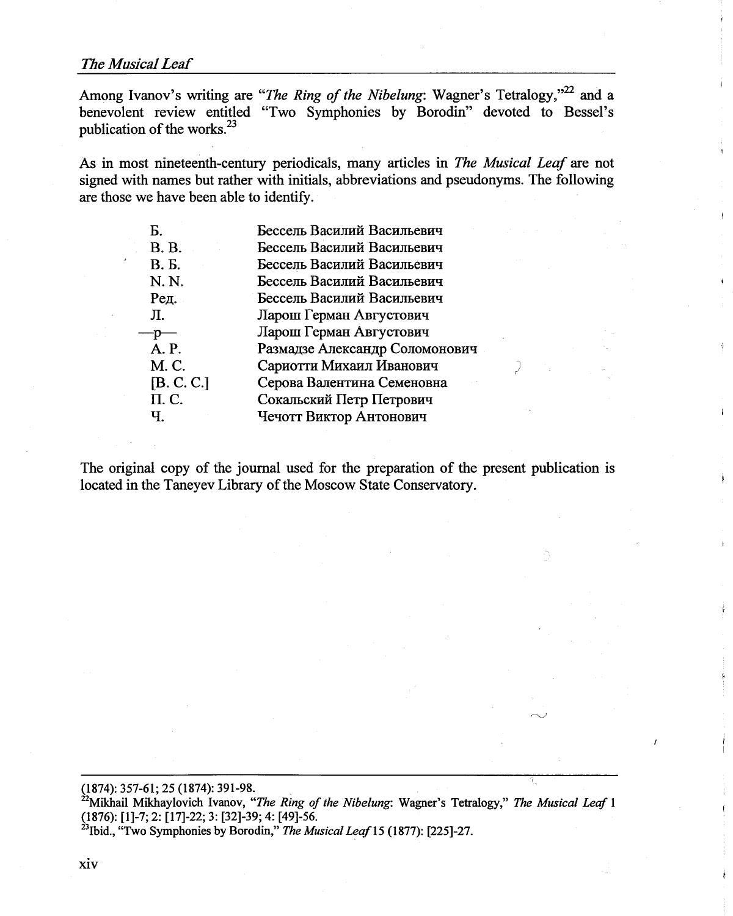Among Ivanov's writing are "*The Ring of the Nibelung*: Wagner's Tetralogy,"[22] and a benevolent review entitled "Two Symphonies by Borodin" devoted to Bessel's publication of the works.[23]

As in most nineteenth-century periodicals, many articles in *The Musical Leaf* are not signed with names but rather with initials, abbreviations and pseudonyms. The following are those we have been able to identify.

| | |
|---|---|
| Б. | Бессель Василий Васильевич |
| В. В. | Бессель Василий Васильевич |
| В. Б. | Бессель Василий Васильевич |
| N. N. | Бессель Василий Васильевич |
| Ред. | Бессель Василий Васильевич |
| Л. | Ларош Герман Августович |
| —р— | Ларош Герман Августович |
| А. Р. | Размадзе Александр Соломонович |
| М. С. | Сариотти Михаил Иванович |
| [В. С. С.] | Серова Валентина Семеновна |
| П. С. | Сокальский Петр Петрович |
| Ч. | Чечотт Виктор Антонович |

The original copy of the journal used for the preparation of the present publication is located in the Taneyev Library of the Moscow State Conservatory.

(1874): 357-61; 25 (1874): 391-98.

[22]Mikhail Mikhaylovich Ivanov, "*The Ring of the Nibelung*: Wagner's Tetralogy," *The Musical Leaf* 1 (1876): [1]-7; 2: [17]-22; 3: [32]-39; 4: [49]-56.

[23]Ibid., "Two Symphonies by Borodin," *The Musical Leaf* 15 (1877): [225]-27.